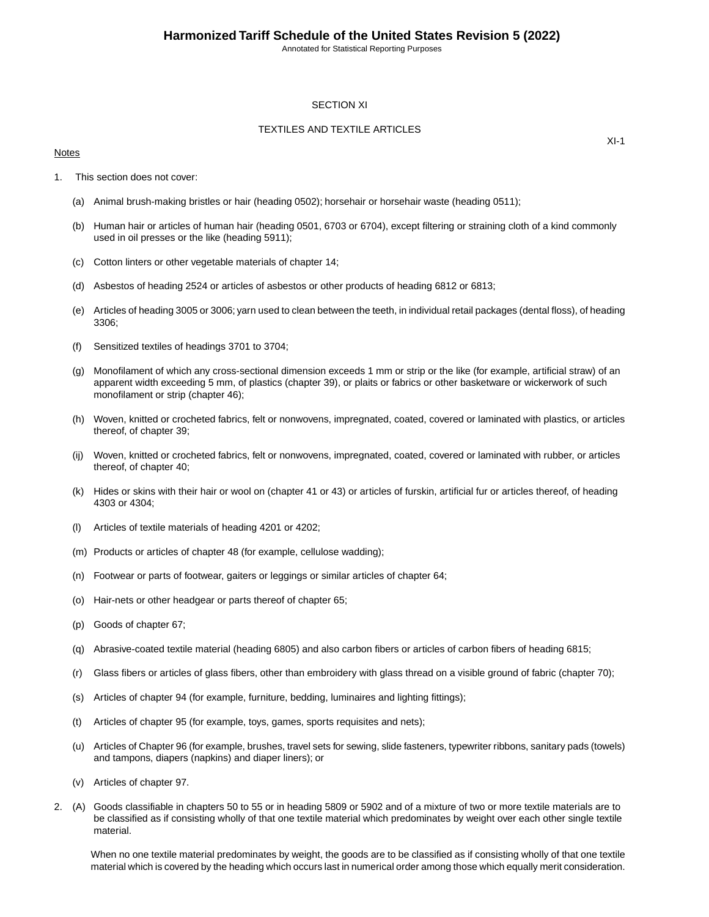# SECTION XI

## TEXTILES AND TEXTILE ARTICLES

XI-1

Notes

1. This section does not cover:

    (a) Animal brush-making bristles or hair (heading 0502); horsehair or horsehair waste (heading 0511);

    (b) Human hair or articles of human hair (heading 0501, 6703 or 6704), except filtering or straining cloth of a kind commonly used in oil presses or the like (heading 5911);

    (c) Cotton linters or other vegetable materials of chapter 14;

    (d) Asbestos of heading 2524 or articles of asbestos or other products of heading 6812 or 6813;

    (e) Articles of heading 3005 or 3006; yarn used to clean between the teeth, in individual retail packages (dental floss), of heading 3306;

    (f) Sensitized textiles of headings 3701 to 3704;

    (g) Monofilament of which any cross-sectional dimension exceeds 1 mm or strip or the like (for example, artificial straw) of an apparent width exceeding 5 mm, of plastics (chapter 39), or plaits or fabrics or other basketware or wickerwork of such monofilament or strip (chapter 46);

    (h) Woven, knitted or crocheted fabrics, felt or nonwovens, impregnated, coated, covered or laminated with plastics, or articles thereof, of chapter 39;

    (ij) Woven, knitted or crocheted fabrics, felt or nonwovens, impregnated, coated, covered or laminated with rubber, or articles thereof, of chapter 40;

    (k) Hides or skins with their hair or wool on (chapter 41 or 43) or articles of furskin, artificial fur or articles thereof, of heading 4303 or 4304;

    (l) Articles of textile materials of heading 4201 or 4202;

    (m) Products or articles of chapter 48 (for example, cellulose wadding);

    (n) Footwear or parts of footwear, gaiters or leggings or similar articles of chapter 64;

    (o) Hair-nets or other headgear or parts thereof of chapter 65;

    (p) Goods of chapter 67;

    (q) Abrasive-coated textile material (heading 6805) and also carbon fibers or articles of carbon fibers of heading 6815;

    (r) Glass fibers or articles of glass fibers, other than embroidery with glass thread on a visible ground of fabric (chapter 70);

    (s) Articles of chapter 94 (for example, furniture, bedding, luminaires and lighting fittings);

    (t) Articles of chapter 95 (for example, toys, games, sports requisites and nets);

    (u) Articles of Chapter 96 (for example, brushes, travel sets for sewing, slide fasteners, typewriter ribbons, sanitary pads (towels) and tampons, diapers (napkins) and diaper liners); or

    (v) Articles of chapter 97.

2. (A) Goods classifiable in chapters 50 to 55 or in heading 5809 or 5902 and of a mixture of two or more textile materials are to be classified as if consisting wholly of that one textile material which predominates by weight over each other single textile material.

    When no one textile material predominates by weight, the goods are to be classified as if consisting wholly of that one textile material which is covered by the heading which occurs last in numerical order among those which equally merit consideration.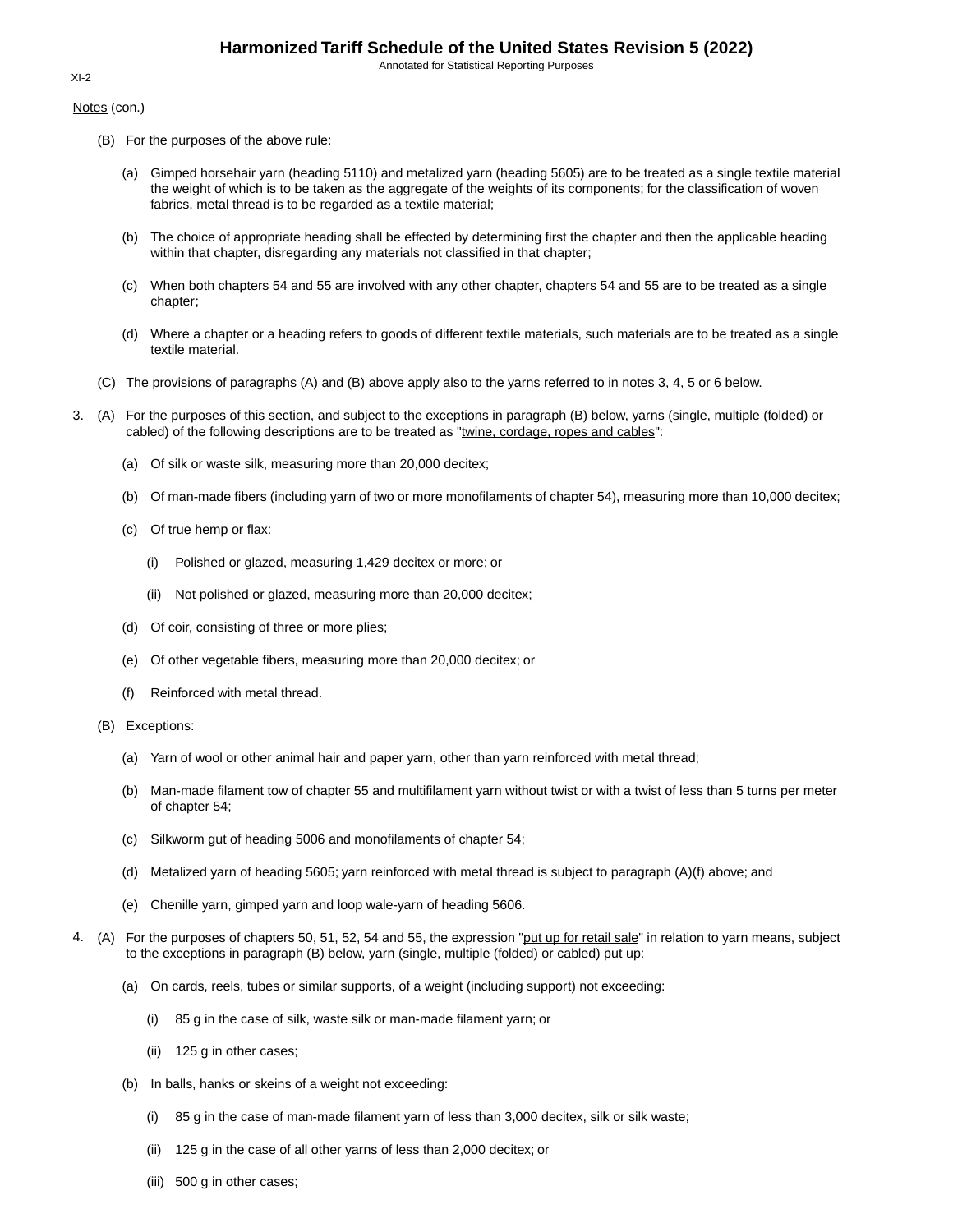Notes (con.)

(B) For the purposes of the above rule:

(a) Gimped horsehair yarn (heading 5110) and metalized yarn (heading 5605) are to be treated as a single textile material the weight of which is to be taken as the aggregate of the weights of its components; for the classification of woven fabrics, metal thread is to be regarded as a textile material;

(b) The choice of appropriate heading shall be effected by determining first the chapter and then the applicable heading within that chapter, disregarding any materials not classified in that chapter;

(c) When both chapters 54 and 55 are involved with any other chapter, chapters 54 and 55 are to be treated as a single chapter;

(d) Where a chapter or a heading refers to goods of different textile materials, such materials are to be treated as a single textile material.

(C) The provisions of paragraphs (A) and (B) above apply also to the yarns referred to in notes 3, 4, 5 or 6 below.

3. (A) For the purposes of this section, and subject to the exceptions in paragraph (B) below, yarns (single, multiple (folded) or cabled) of the following descriptions are to be treated as "twine, cordage, ropes and cables":

(a) Of silk or waste silk, measuring more than 20,000 decitex;

(b) Of man-made fibers (including yarn of two or more monofilaments of chapter 54), measuring more than 10,000 decitex;

(c) Of true hemp or flax:

(i) Polished or glazed, measuring 1,429 decitex or more; or

(ii) Not polished or glazed, measuring more than 20,000 decitex;

(d) Of coir, consisting of three or more plies;

(e) Of other vegetable fibers, measuring more than 20,000 decitex; or

(f) Reinforced with metal thread.

(B) Exceptions:

(a) Yarn of wool or other animal hair and paper yarn, other than yarn reinforced with metal thread;

(b) Man-made filament tow of chapter 55 and multifilament yarn without twist or with a twist of less than 5 turns per meter of chapter 54;

(c) Silkworm gut of heading 5006 and monofilaments of chapter 54;

(d) Metalized yarn of heading 5605; yarn reinforced with metal thread is subject to paragraph (A)(f) above; and

(e) Chenille yarn, gimped yarn and loop wale-yarn of heading 5606.

4. (A) For the purposes of chapters 50, 51, 52, 54 and 55, the expression "put up for retail sale" in relation to yarn means, subject to the exceptions in paragraph (B) below, yarn (single, multiple (folded) or cabled) put up:

(a) On cards, reels, tubes or similar supports, of a weight (including support) not exceeding:

(i) 85 g in the case of silk, waste silk or man-made filament yarn; or

(ii) 125 g in other cases;

(b) In balls, hanks or skeins of a weight not exceeding:

(i) 85 g in the case of man-made filament yarn of less than 3,000 decitex, silk or silk waste;

(ii) 125 g in the case of all other yarns of less than 2,000 decitex; or

(iii) 500 g in other cases;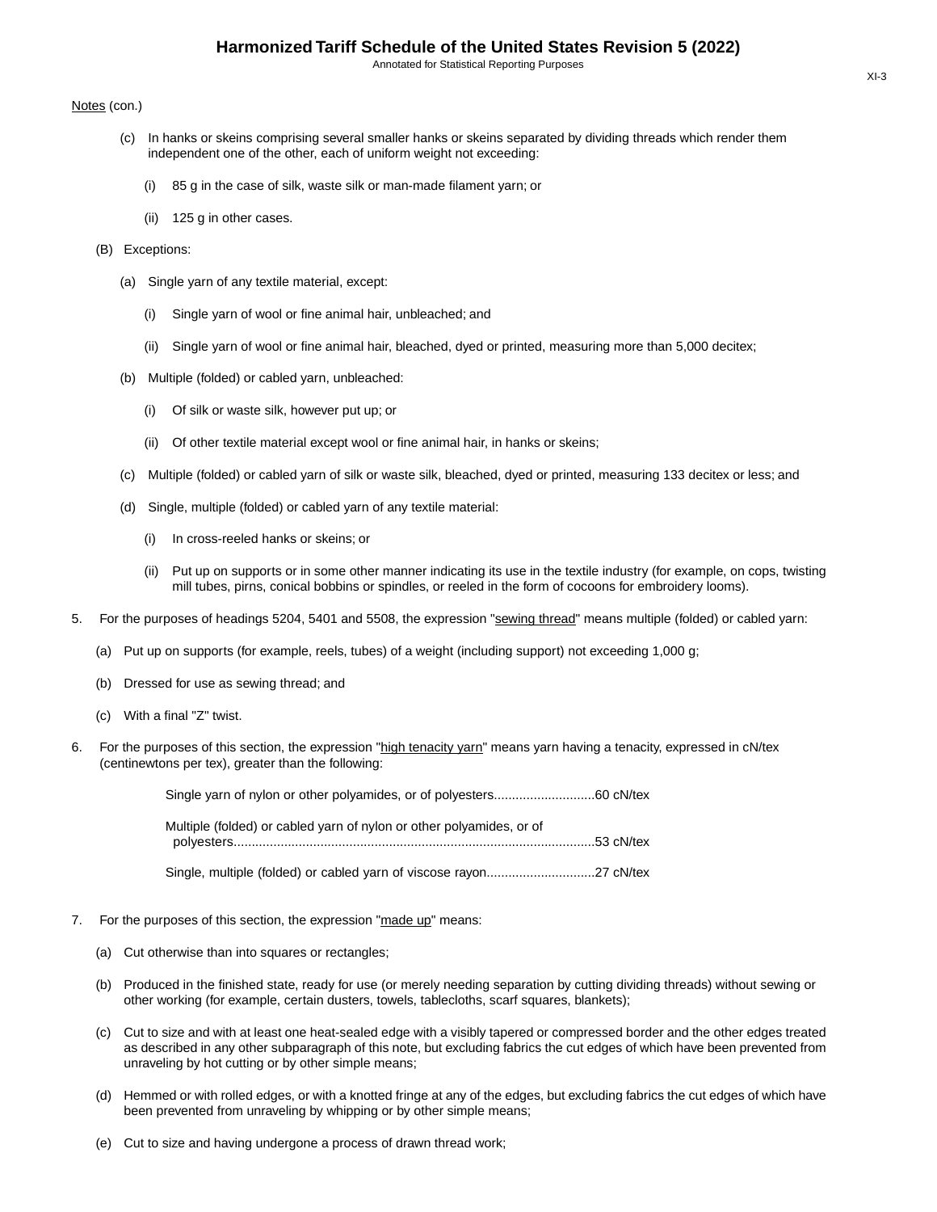Notes (con.)

(c) In hanks or skeins comprising several smaller hanks or skeins separated by dividing threads which render them independent one of the other, each of uniform weight not exceeding:

(i) 85 g in the case of silk, waste silk or man-made filament yarn; or

(ii) 125 g in other cases.

(B) Exceptions:

(a) Single yarn of any textile material, except:

(i) Single yarn of wool or fine animal hair, unbleached; and

(ii) Single yarn of wool or fine animal hair, bleached, dyed or printed, measuring more than 5,000 decitex;

(b) Multiple (folded) or cabled yarn, unbleached:

(i) Of silk or waste silk, however put up; or

(ii) Of other textile material except wool or fine animal hair, in hanks or skeins;

(c) Multiple (folded) or cabled yarn of silk or waste silk, bleached, dyed or printed, measuring 133 decitex or less; and

(d) Single, multiple (folded) or cabled yarn of any textile material:

(i) In cross-reeled hanks or skeins; or

(ii) Put up on supports or in some other manner indicating its use in the textile industry (for example, on cops, twisting mill tubes, pirns, conical bobbins or spindles, or reeled in the form of cocoons for embroidery looms).

5. For the purposes of headings 5204, 5401 and 5508, the expression "sewing thread" means multiple (folded) or cabled yarn:

(a) Put up on supports (for example, reels, tubes) of a weight (including support) not exceeding 1,000 g;

(b) Dressed for use as sewing thread; and

(c) With a final "Z" twist.

6. For the purposes of this section, the expression "high tenacity yarn" means yarn having a tenacity, expressed in cN/tex (centinewtons per tex), greater than the following:

Single yarn of nylon or other polyamides, or of polyesters............................60 cN/tex

Multiple (folded) or cabled yarn of nylon or other polyamides, or of polyesters....................................................................................................53 cN/tex

Single, multiple (folded) or cabled yarn of viscose rayon..............................27 cN/tex

7. For the purposes of this section, the expression "made up" means:

(a) Cut otherwise than into squares or rectangles;

(b) Produced in the finished state, ready for use (or merely needing separation by cutting dividing threads) without sewing or other working (for example, certain dusters, towels, tablecloths, scarf squares, blankets);

(c) Cut to size and with at least one heat-sealed edge with a visibly tapered or compressed border and the other edges treated as described in any other subparagraph of this note, but excluding fabrics the cut edges of which have been prevented from unraveling by hot cutting or by other simple means;

(d) Hemmed or with rolled edges, or with a knotted fringe at any of the edges, but excluding fabrics the cut edges of which have been prevented from unraveling by whipping or by other simple means;

(e) Cut to size and having undergone a process of drawn thread work;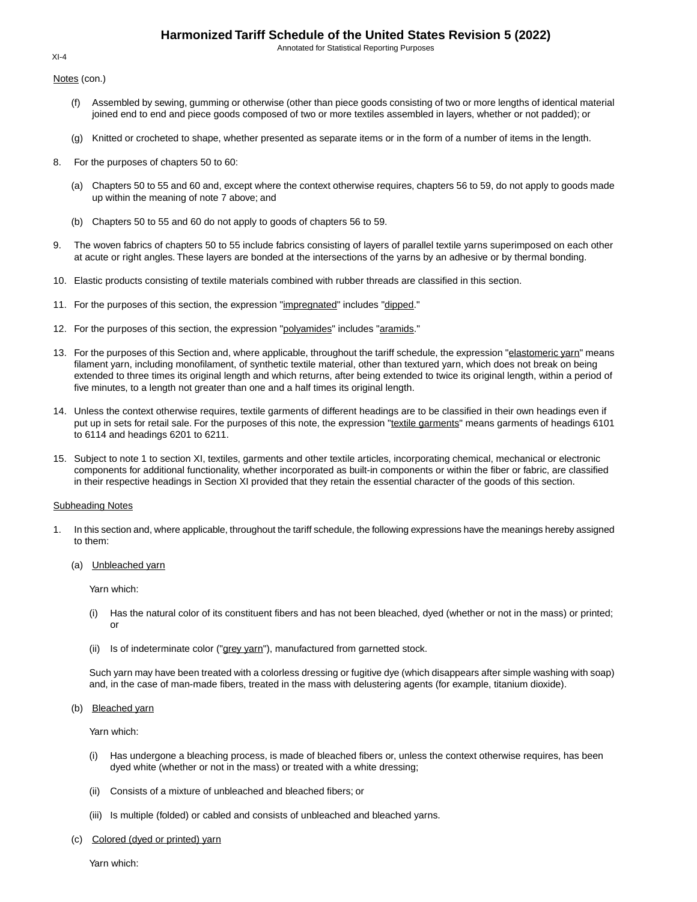Notes (con.)

(f) Assembled by sewing, gumming or otherwise (other than piece goods consisting of two or more lengths of identical material joined end to end and piece goods composed of two or more textiles assembled in layers, whether or not padded); or

(g) Knitted or crocheted to shape, whether presented as separate items or in the form of a number of items in the length.

8. For the purposes of chapters 50 to 60:

   (a) Chapters 50 to 55 and 60 and, except where the context otherwise requires, chapters 56 to 59, do not apply to goods made up within the meaning of note 7 above; and

   (b) Chapters 50 to 55 and 60 do not apply to goods of chapters 56 to 59.

9. The woven fabrics of chapters 50 to 55 include fabrics consisting of layers of parallel textile yarns superimposed on each other at acute or right angles. These layers are bonded at the intersections of the yarns by an adhesive or by thermal bonding.

10. Elastic products consisting of textile materials combined with rubber threads are classified in this section.

11. For the purposes of this section, the expression "impregnated" includes "dipped."

12. For the purposes of this section, the expression "polyamides" includes "aramids."

13. For the purposes of this Section and, where applicable, throughout the tariff schedule, the expression "elastomeric yarn" means filament yarn, including monofilament, of synthetic textile material, other than textured yarn, which does not break on being extended to three times its original length and which returns, after being extended to twice its original length, within a period of five minutes, to a length not greater than one and a half times its original length.

14. Unless the context otherwise requires, textile garments of different headings are to be classified in their own headings even if put up in sets for retail sale. For the purposes of this note, the expression "textile garments" means garments of headings 6101 to 6114 and headings 6201 to 6211.

15. Subject to note 1 to section XI, textiles, garments and other textile articles, incorporating chemical, mechanical or electronic components for additional functionality, whether incorporated as built-in components or within the fiber or fabric, are classified in their respective headings in Section XI provided that they retain the essential character of the goods of this section.

Subheading Notes

1. In this section and, where applicable, throughout the tariff schedule, the following expressions have the meanings hereby assigned to them:

   (a) Unbleached yarn

   Yarn which:

   (i) Has the natural color of its constituent fibers and has not been bleached, dyed (whether or not in the mass) or printed; or

   (ii) Is of indeterminate color ("grey yarn"), manufactured from garnetted stock.

   Such yarn may have been treated with a colorless dressing or fugitive dye (which disappears after simple washing with soap) and, in the case of man-made fibers, treated in the mass with delustering agents (for example, titanium dioxide).

   (b) Bleached yarn

   Yarn which:

   (i) Has undergone a bleaching process, is made of bleached fibers or, unless the context otherwise requires, has been dyed white (whether or not in the mass) or treated with a white dressing;

   (ii) Consists of a mixture of unbleached and bleached fibers; or

   (iii) Is multiple (folded) or cabled and consists of unbleached and bleached yarns.

   (c) Colored (dyed or printed) yarn

   Yarn which: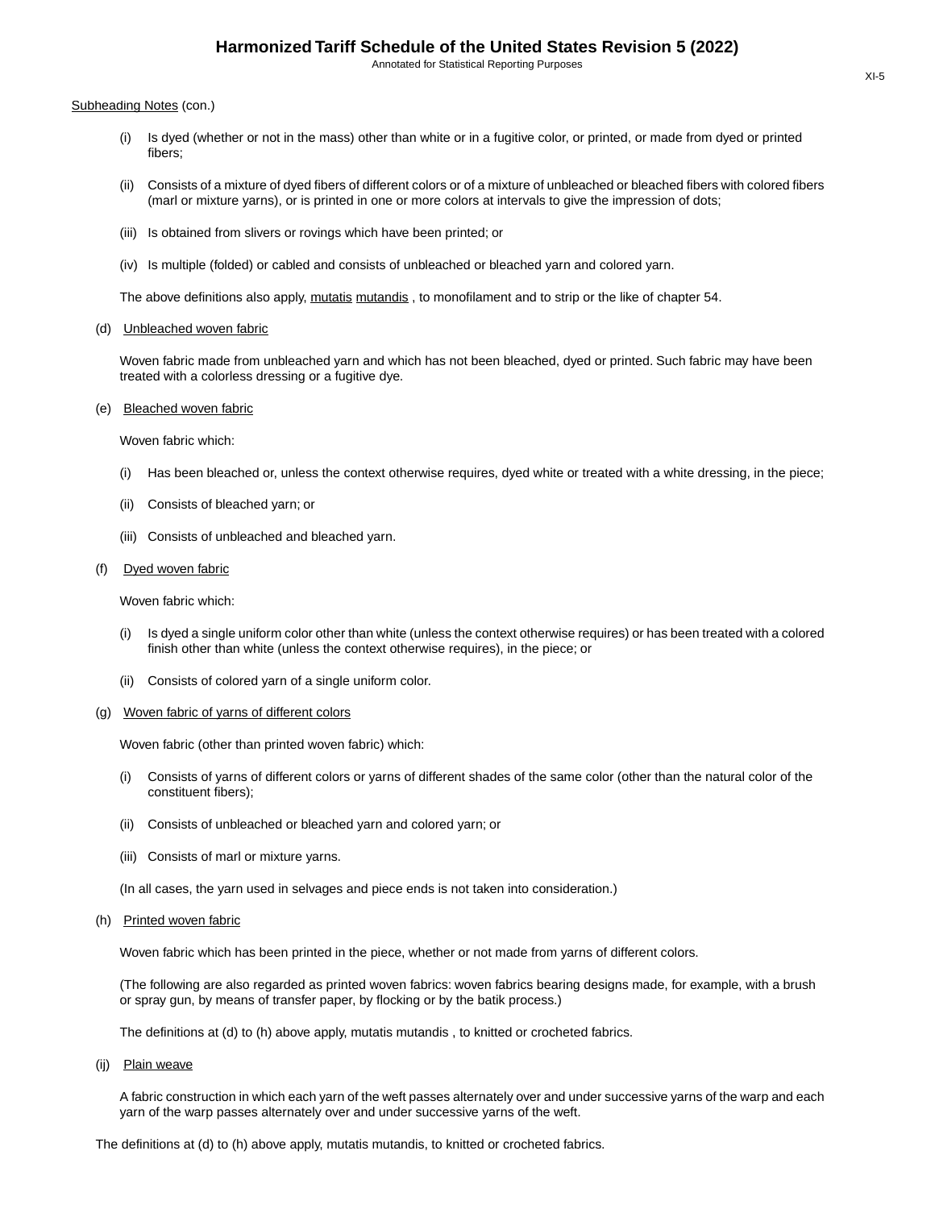Subheading Notes (con.)

(i) Is dyed (whether or not in the mass) other than white or in a fugitive color, or printed, or made from dyed or printed fibers;

(ii) Consists of a mixture of dyed fibers of different colors or of a mixture of unbleached or bleached fibers with colored fibers (marl or mixture yarns), or is printed in one or more colors at intervals to give the impression of dots;

(iii) Is obtained from slivers or rovings which have been printed; or

(iv) Is multiple (folded) or cabled and consists of unbleached or bleached yarn and colored yarn.

The above definitions also apply, mutatis mutandis , to monofilament and to strip or the like of chapter 54.

(d) Unbleached woven fabric

Woven fabric made from unbleached yarn and which has not been bleached, dyed or printed. Such fabric may have been treated with a colorless dressing or a fugitive dye.

(e) Bleached woven fabric

Woven fabric which:

(i) Has been bleached or, unless the context otherwise requires, dyed white or treated with a white dressing, in the piece;

(ii) Consists of bleached yarn; or

(iii) Consists of unbleached and bleached yarn.

(f) Dyed woven fabric

Woven fabric which:

(i) Is dyed a single uniform color other than white (unless the context otherwise requires) or has been treated with a colored finish other than white (unless the context otherwise requires), in the piece; or

(ii) Consists of colored yarn of a single uniform color.

(g) Woven fabric of yarns of different colors

Woven fabric (other than printed woven fabric) which:

(i) Consists of yarns of different colors or yarns of different shades of the same color (other than the natural color of the constituent fibers);

(ii) Consists of unbleached or bleached yarn and colored yarn; or

(iii) Consists of marl or mixture yarns.

(In all cases, the yarn used in selvages and piece ends is not taken into consideration.)

(h) Printed woven fabric

Woven fabric which has been printed in the piece, whether or not made from yarns of different colors.

(The following are also regarded as printed woven fabrics: woven fabrics bearing designs made, for example, with a brush or spray gun, by means of transfer paper, by flocking or by the batik process.)

The definitions at (d) to (h) above apply, mutatis mutandis , to knitted or crocheted fabrics.

(ij) Plain weave

A fabric construction in which each yarn of the weft passes alternately over and under successive yarns of the warp and each yarn of the warp passes alternately over and under successive yarns of the weft.

The definitions at (d) to (h) above apply, mutatis mutandis, to knitted or crocheted fabrics.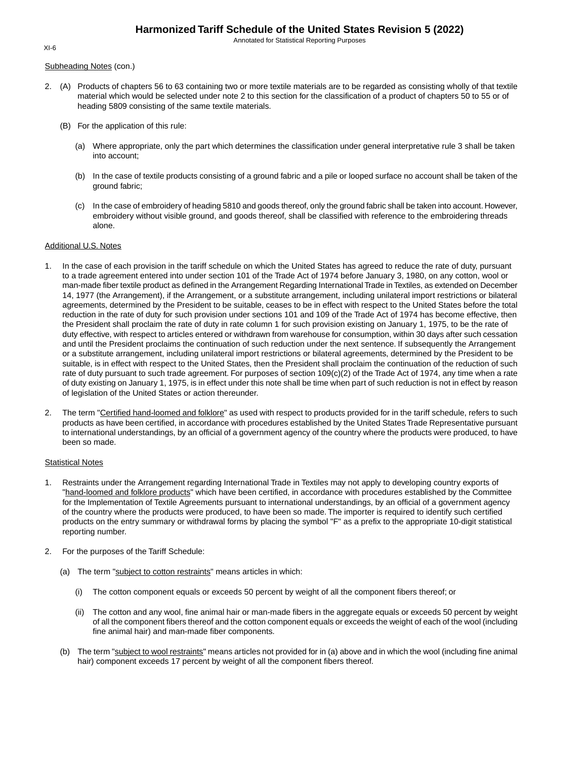Subheading Notes (con.)

2. (A) Products of chapters 56 to 63 containing two or more textile materials are to be regarded as consisting wholly of that textile material which would be selected under note 2 to this section for the classification of a product of chapters 50 to 55 or of heading 5809 consisting of the same textile materials.

   (B) For the application of this rule:

      (a) Where appropriate, only the part which determines the classification under general interpretative rule 3 shall be taken into account;

      (b) In the case of textile products consisting of a ground fabric and a pile or looped surface no account shall be taken of the ground fabric;

      (c) In the case of embroidery of heading 5810 and goods thereof, only the ground fabric shall be taken into account. However, embroidery without visible ground, and goods thereof, shall be classified with reference to the embroidering threads alone.

Additional U.S. Notes

1. In the case of each provision in the tariff schedule on which the United States has agreed to reduce the rate of duty, pursuant to a trade agreement entered into under section 101 of the Trade Act of 1974 before January 3, 1980, on any cotton, wool or man-made fiber textile product as defined in the Arrangement Regarding International Trade in Textiles, as extended on December 14, 1977 (the Arrangement), if the Arrangement, or a substitute arrangement, including unilateral import restrictions or bilateral agreements, determined by the President to be suitable, ceases to be in effect with respect to the United States before the total reduction in the rate of duty for such provision under sections 101 and 109 of the Trade Act of 1974 has become effective, then the President shall proclaim the rate of duty in rate column 1 for such provision existing on January 1, 1975, to be the rate of duty effective, with respect to articles entered or withdrawn from warehouse for consumption, within 30 days after such cessation and until the President proclaims the continuation of such reduction under the next sentence. If subsequently the Arrangement or a substitute arrangement, including unilateral import restrictions or bilateral agreements, determined by the President to be suitable, is in effect with respect to the United States, then the President shall proclaim the continuation of the reduction of such rate of duty pursuant to such trade agreement. For purposes of section 109(c)(2) of the Trade Act of 1974, any time when a rate of duty existing on January 1, 1975, is in effect under this note shall be time when part of such reduction is not in effect by reason of legislation of the United States or action thereunder.

2. The term "Certified hand-loomed and folklore" as used with respect to products provided for in the tariff schedule, refers to such products as have been certified, in accordance with procedures established by the United States Trade Representative pursuant to international understandings, by an official of a government agency of the country where the products were produced, to have been so made.

Statistical Notes

1. Restraints under the Arrangement regarding International Trade in Textiles may not apply to developing country exports of "hand-loomed and folklore products" which have been certified, in accordance with procedures established by the Committee for the Implementation of Textile Agreements pursuant to international understandings, by an official of a government agency of the country where the products were produced, to have been so made. The importer is required to identify such certified products on the entry summary or withdrawal forms by placing the symbol "F" as a prefix to the appropriate 10-digit statistical reporting number.

2. For the purposes of the Tariff Schedule:

   (a) The term "subject to cotton restraints" means articles in which:

      (i) The cotton component equals or exceeds 50 percent by weight of all the component fibers thereof; or

      (ii) The cotton and any wool, fine animal hair or man-made fibers in the aggregate equals or exceeds 50 percent by weight of all the component fibers thereof and the cotton component equals or exceeds the weight of each of the wool (including fine animal hair) and man-made fiber components.

   (b) The term "subject to wool restraints" means articles not provided for in (a) above and in which the wool (including fine animal hair) component exceeds 17 percent by weight of all the component fibers thereof.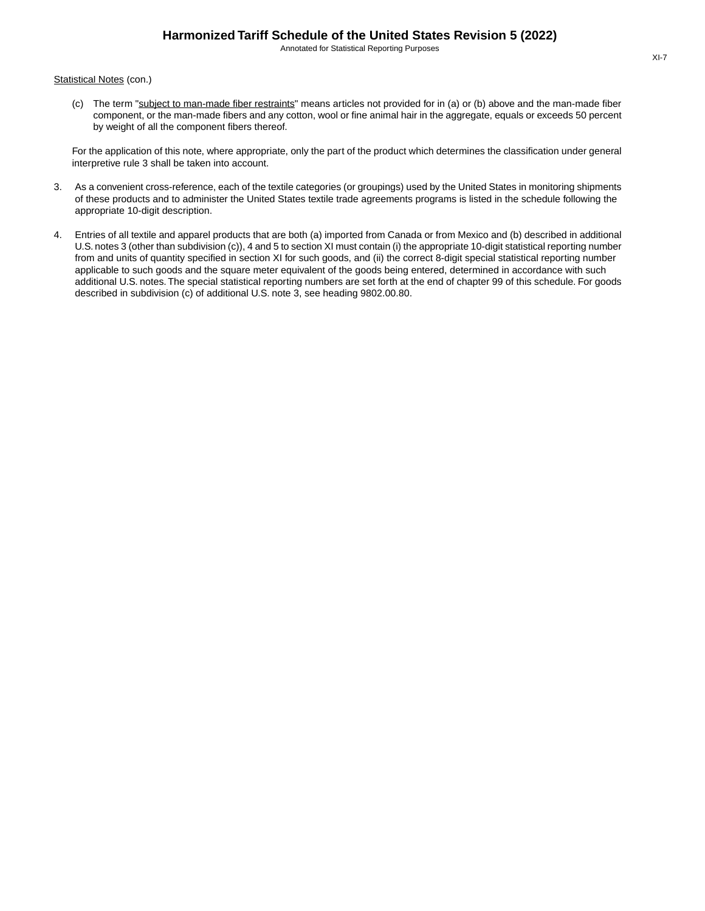Statistical Notes (con.)

(c) The term "subject to man-made fiber restraints" means articles not provided for in (a) or (b) above and the man-made fiber component, or the man-made fibers and any cotton, wool or fine animal hair in the aggregate, equals or exceeds 50 percent by weight of all the component fibers thereof.

For the application of this note, where appropriate, only the part of the product which determines the classification under general interpretive rule 3 shall be taken into account.

3. As a convenient cross-reference, each of the textile categories (or groupings) used by the United States in monitoring shipments of these products and to administer the United States textile trade agreements programs is listed in the schedule following the appropriate 10-digit description.

4. Entries of all textile and apparel products that are both (a) imported from Canada or from Mexico and (b) described in additional U.S. notes 3 (other than subdivision (c)), 4 and 5 to section XI must contain (i) the appropriate 10-digit statistical reporting number from and units of quantity specified in section XI for such goods, and (ii) the correct 8-digit special statistical reporting number applicable to such goods and the square meter equivalent of the goods being entered, determined in accordance with such additional U.S. notes. The special statistical reporting numbers are set forth at the end of chapter 99 of this schedule. For goods described in subdivision (c) of additional U.S. note 3, see heading 9802.00.80.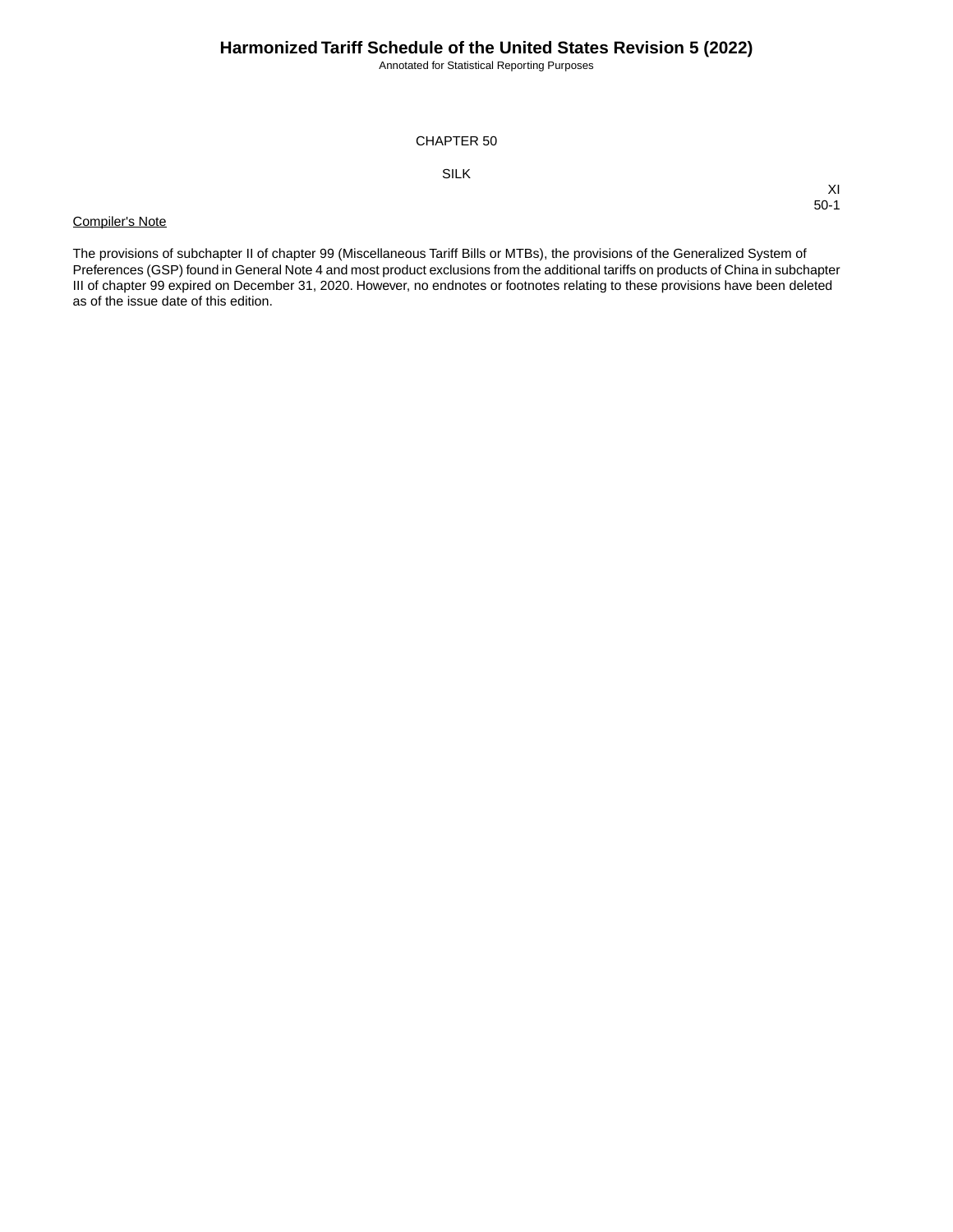# CHAPTER 50

## SILK

Compiler's Note

The provisions of subchapter II of chapter 99 (Miscellaneous Tariff Bills or MTBs), the provisions of the Generalized System of Preferences (GSP) found in General Note 4 and most product exclusions from the additional tariffs on products of China in subchapter III of chapter 99 expired on December 31, 2020. However, no endnotes or footnotes relating to these provisions have been deleted as of the issue date of this edition.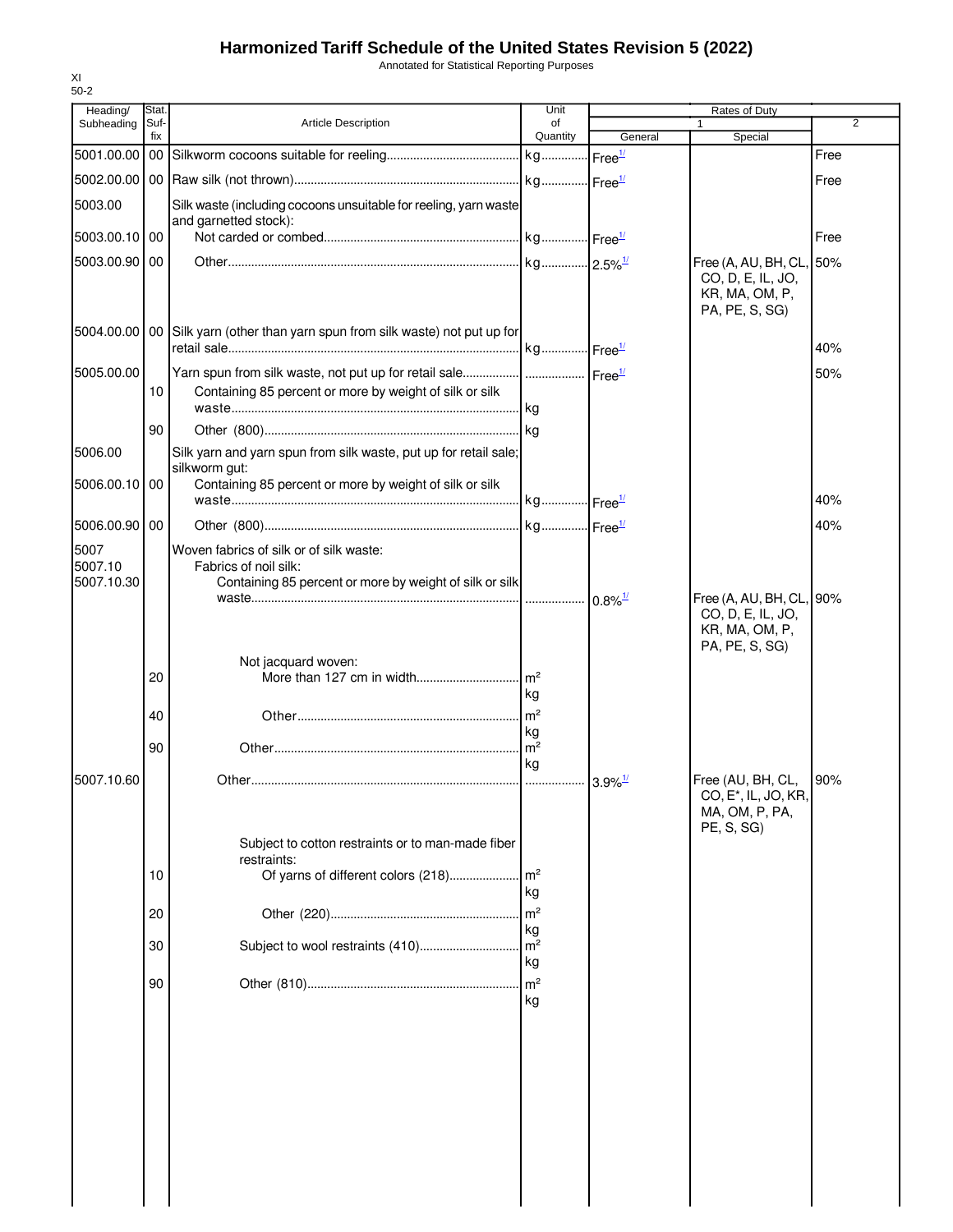# Harmonized Tariff Schedule of the United States Revision 5 (2022)

Annotated for Statistical Reporting Purposes

XI
50-2

| Heading/ Subheading | Stat. Suf- fix | Article Description | Unit of Quantity | Rates of Duty 1 General | Special | 2 |
|---|---|---|---|---|---|---|
| 5001.00.00 | 00 | Silkworm cocoons suitable for reeling | kg | Free[1/] | | Free |
| 5002.00.00 | 00 | Raw silk (not thrown) | kg | Free[1/] | | Free |
| 5003.00 | | Silk waste (including cocoons unsuitable for reeling, yarn waste and garnetted stock): | | | | |
| 5003.00.10 | 00 | Not carded or combed | kg | Free[1/] | | Free |
| 5003.00.90 | 00 | Other | kg | 2.5%[1/] | Free (A, AU, BH, CL, CO, D, E, IL, JO, KR, MA, OM, P, PA, PE, S, SG) | 50% |
| 5004.00.00 | 00 | Silk yarn (other than yarn spun from silk waste) not put up for retail sale | kg | Free[1/] | | 40% |
| 5005.00.00 | | Yarn spun from silk waste, not put up for retail sale | | Free[1/] | | 50% |
| | 10 | Containing 85 percent or more by weight of silk or silk waste | kg | | | |
| | 90 | Other (800) | kg | | | |
| 5006.00 | | Silk yarn and yarn spun from silk waste, put up for retail sale; silkworm gut: | | | | |
| 5006.00.10 | 00 | Containing 85 percent or more by weight of silk or silk waste | kg | Free[1/] | | 40% |
| 5006.00.90 | 00 | Other (800) | kg | Free[1/] | | 40% |
| 5007 | | Woven fabrics of silk or of silk waste: | | | | |
| 5007.10 | | Fabrics of noil silk: | | | | |
| 5007.10.30 | | Containing 85 percent or more by weight of silk or silk waste | | 0.8%[1/] | Free (A, AU, BH, CL, CO, D, E, IL, JO, KR, MA, OM, P, PA, PE, S, SG) | 90% |
| | | Not jacquard woven: | | | | |
| | 20 | More than 127 cm in width | m² kg | | | |
| | 40 | Other | m² kg | | | |
| | 90 | Other | m² kg | | | |
| 5007.10.60 | | Other | | 3.9%[1/] | Free (AU, BH, CL, CO, E*, IL, JO, KR, MA, OM, P, PA, PE, S, SG) | 90% |
| | | Subject to cotton restraints or to man-made fiber restraints: | | | | |
| | 10 | Of yarns of different colors (218) | m² kg | | | |
| | 20 | Other (220) | m² kg | | | |
| | 30 | Subject to wool restraints (410) | m² kg | | | |
| | 90 | Other (810) | m² kg | | | |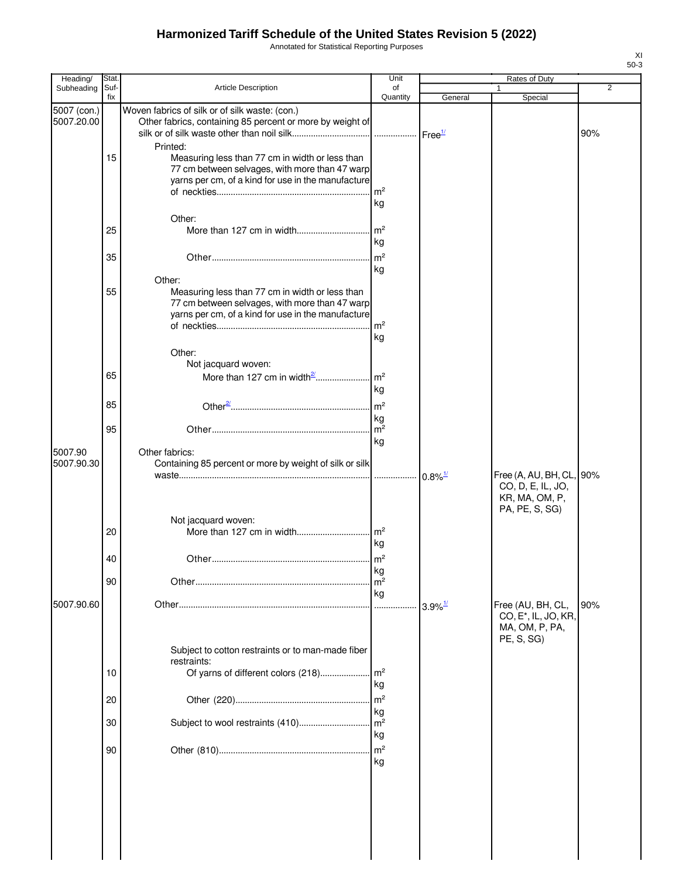# Harmonized Tariff Schedule of the United States Revision 5 (2022)

Annotated for Statistical Reporting Purposes

| Heading/ Subheading | Stat. Suf- fix | Article Description | Unit of Quantity | Rates of Duty 1 General | Special | 2 |
|---|---|---|---|---|---|---|
| 5007 (con.) | | Woven fabrics of silk or of silk waste: (con.) | | | | |
| 5007.20.00 | | Other fabrics, containing 85 percent or more by weight of silk or of silk waste other than noil silk | | Free[1/] | | 90% |
| | | Printed: | | | | |
| | 15 | Measuring less than 77 cm in width or less than 77 cm between selvages, with more than 47 warp yarns per cm, of a kind for use in the manufacture of neckties | m² kg | | | |
| | | Other: | | | | |
| | 25 | More than 127 cm in width | m² kg | | | |
| | 35 | Other | m² kg | | | |
| | | Other: | | | | |
| | 55 | Measuring less than 77 cm in width or less than 77 cm between selvages, with more than 47 warp yarns per cm, of a kind for use in the manufacture of neckties | m² kg | | | |
| | | Other: | | | | |
| | | Not jacquard woven: | | | | |
| | 65 | More than 127 cm in width[2/] | m² kg | | | |
| | 85 | Other[2/] | m² kg | | | |
| | 95 | Other | m² kg | | | |
| 5007.90 | | Other fabrics: | | | | |
| 5007.90.30 | | Containing 85 percent or more by weight of silk or silk waste | | 0.8%[1/] | Free (A, AU, BH, CL, CO, D, E, IL, JO, KR, MA, OM, P, PA, PE, S, SG) | 90% |
| | | Not jacquard woven: | | | | |
| | 20 | More than 127 cm in width | m² kg | | | |
| | 40 | Other | m² kg | | | |
| | 90 | Other | m² kg | | | |
| 5007.90.60 | | Other | | 3.9%[1/] | Free (AU, BH, CL, CO, E*, IL, JO, KR, MA, OM, P, PA, PE, S, SG) | 90% |
| | | Subject to cotton restraints or to man-made fiber restraints: | | | | |
| | 10 | Of yarns of different colors (218) | m² kg | | | |
| | 20 | Other (220) | m² kg | | | |
| | 30 | Subject to wool restraints (410) | m² kg | | | |
| | 90 | Other (810) | m² kg | | | |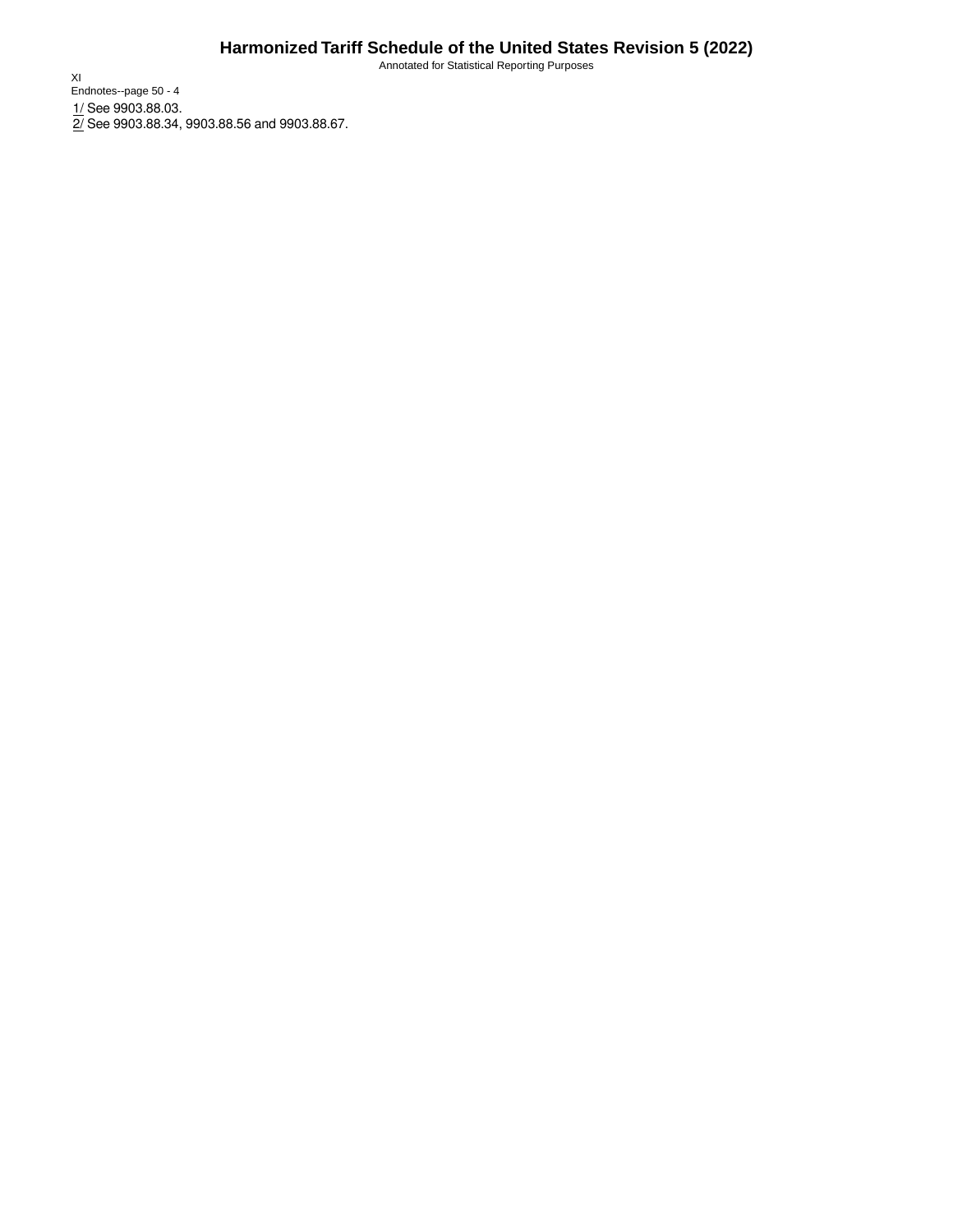XI

Endnotes--page 50 - 4

1/ See 9903.88.03.

2/ See 9903.88.34, 9903.88.56 and 9903.88.67.